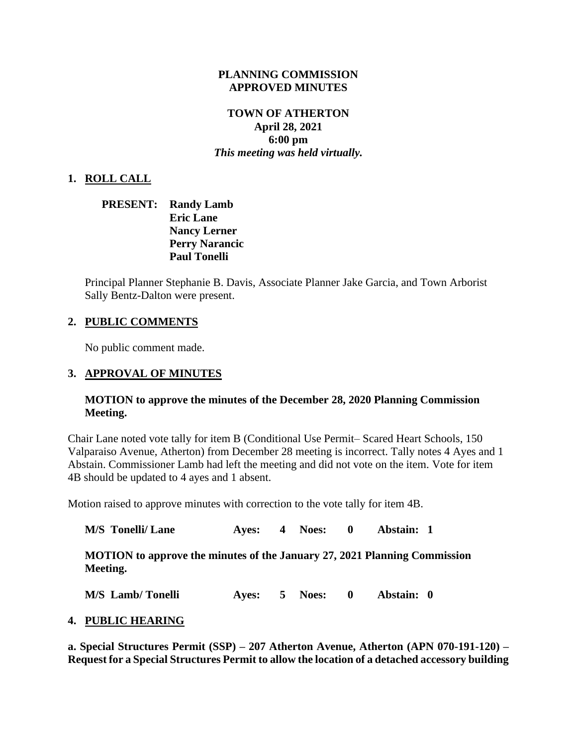**PLANNING COMMISSION**
**APPROVED MINUTES**

**TOWN OF ATHERTON**
**April 28, 2021**
**6:00 pm**
***This meeting was held virtually.***

## 1. ROLL CALL

**PRESENT: Randy Lamb**
**Eric Lane**
**Nancy Lerner**
**Perry Narancic**
**Paul Tonelli**

Principal Planner Stephanie B. Davis, Associate Planner Jake Garcia, and Town Arborist Sally Bentz-Dalton were present.

## 2. PUBLIC COMMENTS

No public comment made.

## 3. APPROVAL OF MINUTES

**MOTION to approve the minutes of the December 28, 2020 Planning Commission Meeting.**

Chair Lane noted vote tally for item B (Conditional Use Permit– Scared Heart Schools, 150 Valparaiso Avenue, Atherton) from December 28 meeting is incorrect. Tally notes 4 Ayes and 1 Abstain. Commissioner Lamb had left the meeting and did not vote on the item. Vote for item 4B should be updated to 4 ayes and 1 absent.

Motion raised to approve minutes with correction to the vote tally for item 4B.

**M/S Tonelli/ Lane Ayes: 4 Noes: 0 Abstain: 1**

**MOTION to approve the minutes of the January 27, 2021 Planning Commission Meeting.**

**M/S Lamb/ Tonelli Ayes: 5 Noes: 0 Abstain: 0**

## 4. PUBLIC HEARING

**a. Special Structures Permit (SSP) – 207 Atherton Avenue, Atherton (APN 070-191-120) – Request for a Special Structures Permit to allow the location of a detached accessory building**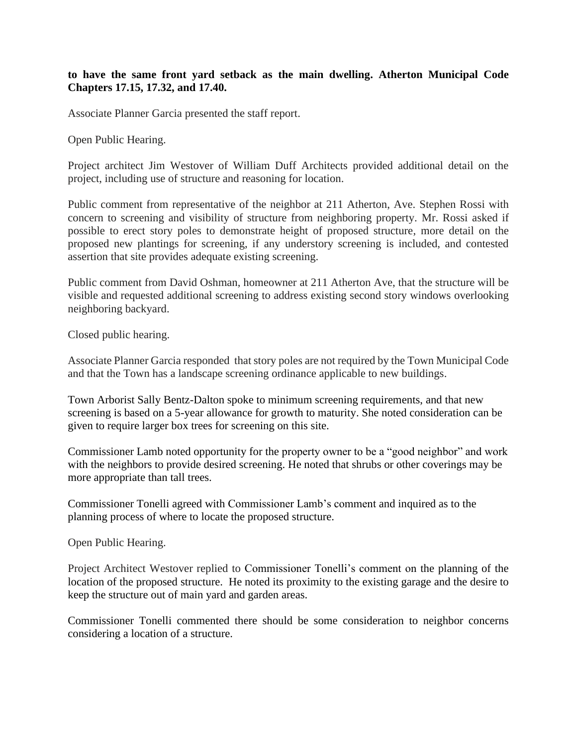**to have the same front yard setback as the main dwelling. Atherton Municipal Code Chapters 17.15, 17.32, and 17.40.**

Associate Planner Garcia presented the staff report.

Open Public Hearing.

Project architect Jim Westover of William Duff Architects provided additional detail on the project, including use of structure and reasoning for location.

Public comment from representative of the neighbor at 211 Atherton, Ave. Stephen Rossi with concern to screening and visibility of structure from neighboring property. Mr. Rossi asked if possible to erect story poles to demonstrate height of proposed structure, more detail on the proposed new plantings for screening, if any understory screening is included, and contested assertion that site provides adequate existing screening.

Public comment from David Oshman, homeowner at 211 Atherton Ave, that the structure will be visible and requested additional screening to address existing second story windows overlooking neighboring backyard.

Closed public hearing.

Associate Planner Garcia responded that story poles are not required by the Town Municipal Code and that the Town has a landscape screening ordinance applicable to new buildings.

Town Arborist Sally Bentz-Dalton spoke to minimum screening requirements, and that new screening is based on a 5-year allowance for growth to maturity. She noted consideration can be given to require larger box trees for screening on this site.

Commissioner Lamb noted opportunity for the property owner to be a "good neighbor" and work with the neighbors to provide desired screening. He noted that shrubs or other coverings may be more appropriate than tall trees.

Commissioner Tonelli agreed with Commissioner Lamb's comment and inquired as to the planning process of where to locate the proposed structure.

Open Public Hearing.

Project Architect Westover replied to Commissioner Tonelli's comment on the planning of the location of the proposed structure. He noted its proximity to the existing garage and the desire to keep the structure out of main yard and garden areas.

Commissioner Tonelli commented there should be some consideration to neighbor concerns considering a location of a structure.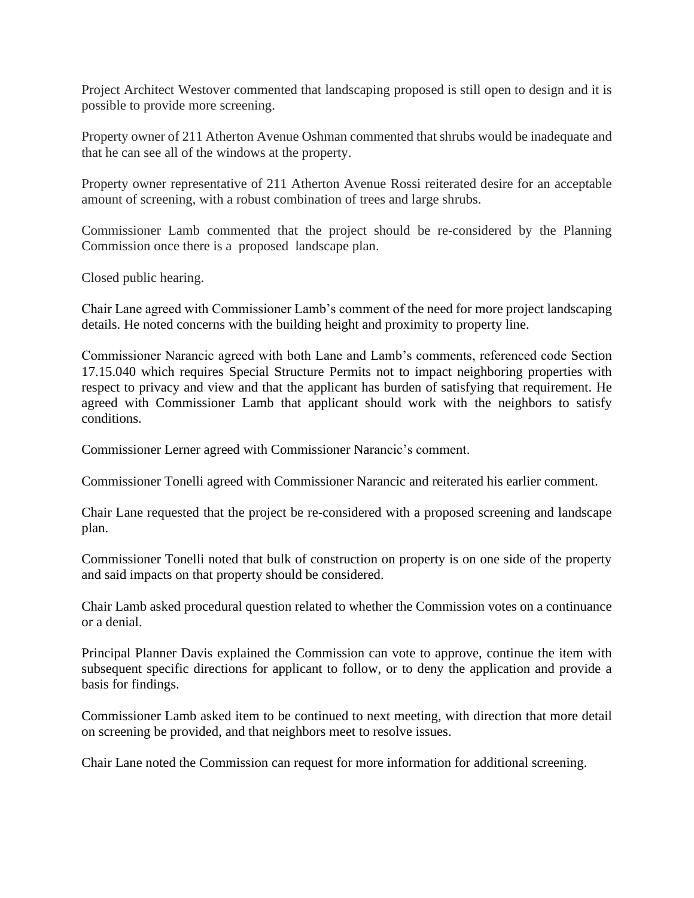Project Architect Westover commented that landscaping proposed is still open to design and it is possible to provide more screening.

Property owner of 211 Atherton Avenue Oshman commented that shrubs would be inadequate and that he can see all of the windows at the property.

Property owner representative of 211 Atherton Avenue Rossi reiterated desire for an acceptable amount of screening, with a robust combination of trees and large shrubs.

Commissioner Lamb commented that the project should be re-considered by the Planning Commission once there is a proposed landscape plan.

Closed public hearing.

Chair Lane agreed with Commissioner Lamb's comment of the need for more project landscaping details. He noted concerns with the building height and proximity to property line.

Commissioner Narancic agreed with both Lane and Lamb's comments, referenced code Section 17.15.040 which requires Special Structure Permits not to impact neighboring properties with respect to privacy and view and that the applicant has burden of satisfying that requirement. He agreed with Commissioner Lamb that applicant should work with the neighbors to satisfy conditions.

Commissioner Lerner agreed with Commissioner Narancic's comment.

Commissioner Tonelli agreed with Commissioner Narancic and reiterated his earlier comment.

Chair Lane requested that the project be re-considered with a proposed screening and landscape plan.

Commissioner Tonelli noted that bulk of construction on property is on one side of the property and said impacts on that property should be considered.

Chair Lamb asked procedural question related to whether the Commission votes on a continuance or a denial.

Principal Planner Davis explained the Commission can vote to approve, continue the item with subsequent specific directions for applicant to follow, or to deny the application and provide a basis for findings.

Commissioner Lamb asked item to be continued to next meeting, with direction that more detail on screening be provided, and that neighbors meet to resolve issues.

Chair Lane noted the Commission can request for more information for additional screening.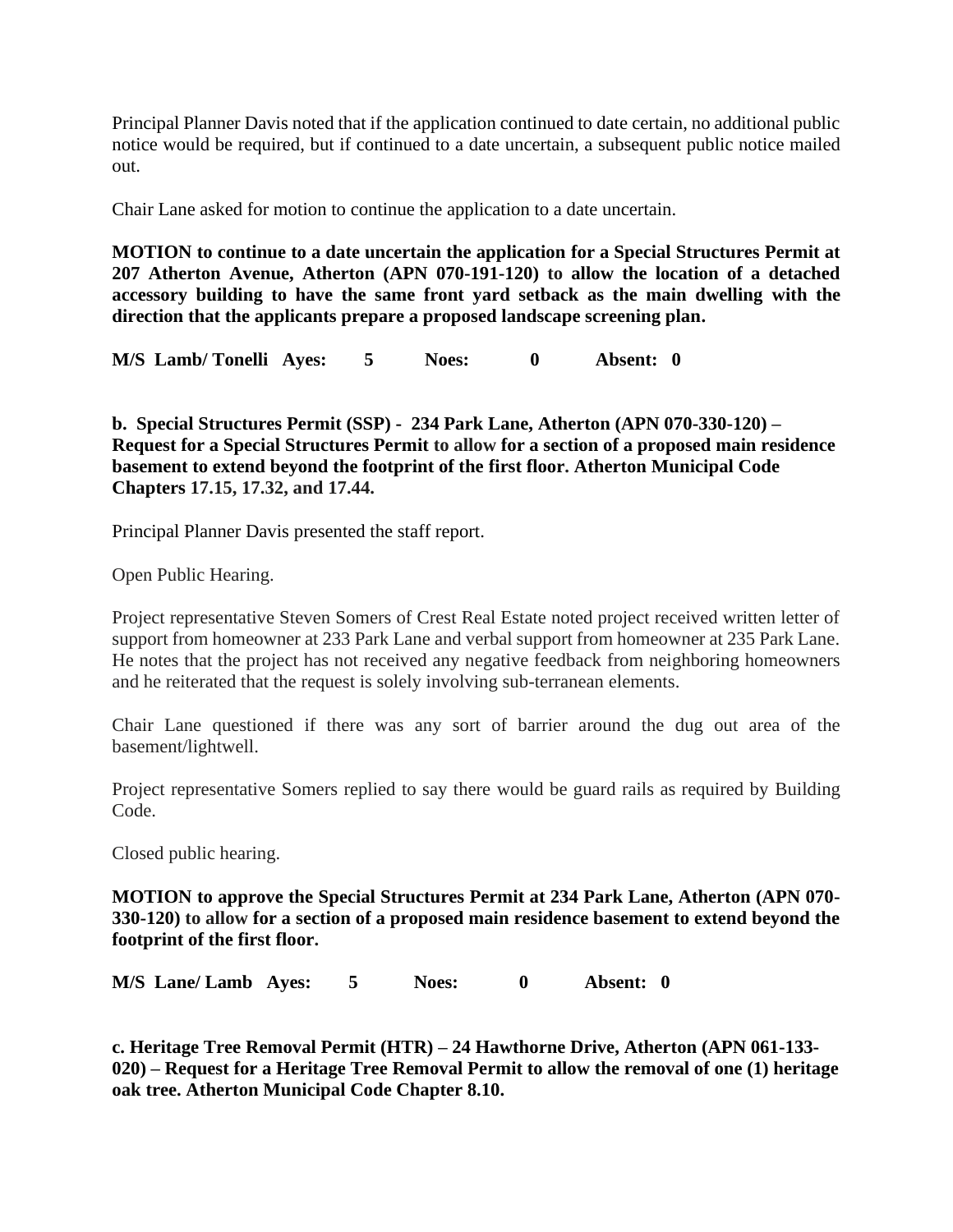Principal Planner Davis noted that if the application continued to date certain, no additional public notice would be required, but if continued to a date uncertain, a subsequent public notice mailed out.

Chair Lane asked for motion to continue the application to a date uncertain.

**MOTION to continue to a date uncertain the application for a Special Structures Permit at 207 Atherton Avenue, Atherton (APN 070-191-120) to allow the location of a detached accessory building to have the same front yard setback as the main dwelling with the direction that the applicants prepare a proposed landscape screening plan.**

**M/S Lamb/ Tonelli Ayes: 5 Noes: 0 Absent: 0**

**b. Special Structures Permit (SSP) - 234 Park Lane, Atherton (APN 070-330-120) – Request for a Special Structures Permit to allow for a section of a proposed main residence basement to extend beyond the footprint of the first floor. Atherton Municipal Code Chapters 17.15, 17.32, and 17.44.**

Principal Planner Davis presented the staff report.

Open Public Hearing.

Project representative Steven Somers of Crest Real Estate noted project received written letter of support from homeowner at 233 Park Lane and verbal support from homeowner at 235 Park Lane. He notes that the project has not received any negative feedback from neighboring homeowners and he reiterated that the request is solely involving sub-terranean elements.

Chair Lane questioned if there was any sort of barrier around the dug out area of the basement/lightwell.

Project representative Somers replied to say there would be guard rails as required by Building Code.

Closed public hearing.

**MOTION to approve the Special Structures Permit at 234 Park Lane, Atherton (APN 070-330-120) to allow for a section of a proposed main residence basement to extend beyond the footprint of the first floor.**

**M/S Lane/ Lamb Ayes: 5 Noes: 0 Absent: 0**

**c. Heritage Tree Removal Permit (HTR) – 24 Hawthorne Drive, Atherton (APN 061-133-020) – Request for a Heritage Tree Removal Permit to allow the removal of one (1) heritage oak tree. Atherton Municipal Code Chapter 8.10.**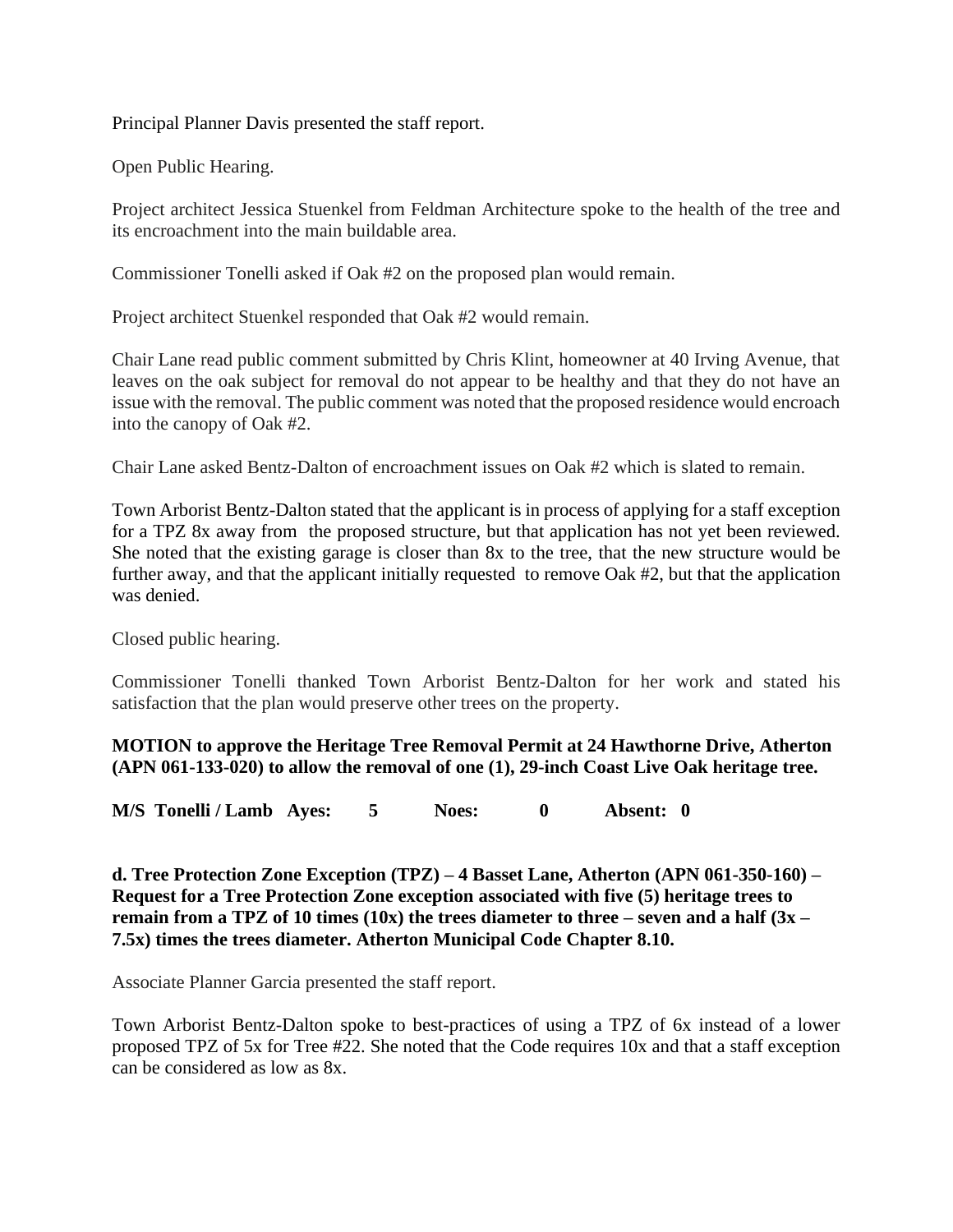Principal Planner Davis presented the staff report.

Open Public Hearing.

Project architect Jessica Stuenkel from Feldman Architecture spoke to the health of the tree and its encroachment into the main buildable area.

Commissioner Tonelli asked if Oak #2 on the proposed plan would remain.

Project architect Stuenkel responded that Oak #2 would remain.

Chair Lane read public comment submitted by Chris Klint, homeowner at 40 Irving Avenue, that leaves on the oak subject for removal do not appear to be healthy and that they do not have an issue with the removal. The public comment was noted that the proposed residence would encroach into the canopy of Oak #2.

Chair Lane asked Bentz-Dalton of encroachment issues on Oak #2 which is slated to remain.

Town Arborist Bentz-Dalton stated that the applicant is in process of applying for a staff exception for a TPZ 8x away from the proposed structure, but that application has not yet been reviewed. She noted that the existing garage is closer than 8x to the tree, that the new structure would be further away, and that the applicant initially requested to remove Oak #2, but that the application was denied.

Closed public hearing.

Commissioner Tonelli thanked Town Arborist Bentz-Dalton for her work and stated his satisfaction that the plan would preserve other trees on the property.

**MOTION to approve the Heritage Tree Removal Permit at 24 Hawthorne Drive, Atherton (APN 061-133-020) to allow the removal of one (1), 29-inch Coast Live Oak heritage tree.**

**M/S Tonelli / Lamb Ayes: 5 Noes: 0 Absent: 0**

**d. Tree Protection Zone Exception (TPZ) – 4 Basset Lane, Atherton (APN 061-350-160) – Request for a Tree Protection Zone exception associated with five (5) heritage trees to remain from a TPZ of 10 times (10x) the trees diameter to three – seven and a half (3x – 7.5x) times the trees diameter. Atherton Municipal Code Chapter 8.10.**

Associate Planner Garcia presented the staff report.

Town Arborist Bentz-Dalton spoke to best-practices of using a TPZ of 6x instead of a lower proposed TPZ of 5x for Tree #22. She noted that the Code requires 10x and that a staff exception can be considered as low as 8x.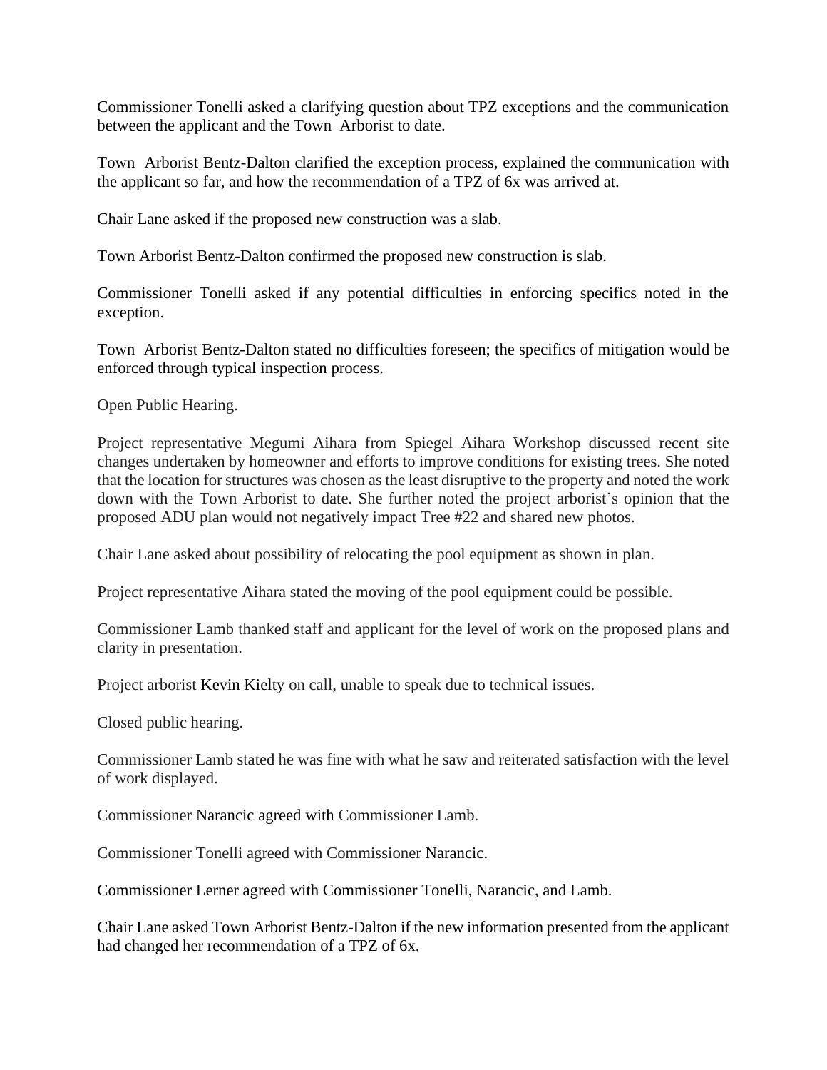Commissioner Tonelli asked a clarifying question about TPZ exceptions and the communication between the applicant and the Town Arborist to date.

Town Arborist Bentz-Dalton clarified the exception process, explained the communication with the applicant so far, and how the recommendation of a TPZ of 6x was arrived at.

Chair Lane asked if the proposed new construction was a slab.

Town Arborist Bentz-Dalton confirmed the proposed new construction is slab.

Commissioner Tonelli asked if any potential difficulties in enforcing specifics noted in the exception.

Town Arborist Bentz-Dalton stated no difficulties foreseen; the specifics of mitigation would be enforced through typical inspection process.

Open Public Hearing.

Project representative Megumi Aihara from Spiegel Aihara Workshop discussed recent site changes undertaken by homeowner and efforts to improve conditions for existing trees. She noted that the location for structures was chosen as the least disruptive to the property and noted the work down with the Town Arborist to date. She further noted the project arborist's opinion that the proposed ADU plan would not negatively impact Tree #22 and shared new photos.

Chair Lane asked about possibility of relocating the pool equipment as shown in plan.

Project representative Aihara stated the moving of the pool equipment could be possible.

Commissioner Lamb thanked staff and applicant for the level of work on the proposed plans and clarity in presentation.

Project arborist Kevin Kielty on call, unable to speak due to technical issues.

Closed public hearing.

Commissioner Lamb stated he was fine with what he saw and reiterated satisfaction with the level of work displayed.

Commissioner Narancic agreed with Commissioner Lamb.

Commissioner Tonelli agreed with Commissioner Narancic.

Commissioner Lerner agreed with Commissioner Tonelli, Narancic, and Lamb.

Chair Lane asked Town Arborist Bentz-Dalton if the new information presented from the applicant had changed her recommendation of a TPZ of 6x.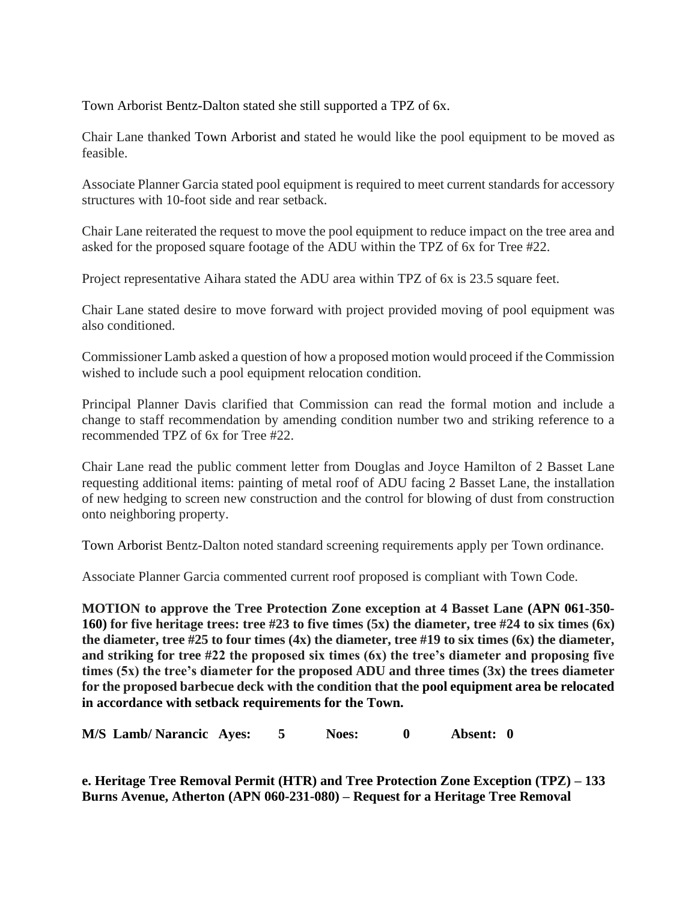Town Arborist Bentz-Dalton stated she still supported a TPZ of 6x.

Chair Lane thanked Town Arborist and stated he would like the pool equipment to be moved as feasible.

Associate Planner Garcia stated pool equipment is required to meet current standards for accessory structures with 10-foot side and rear setback.

Chair Lane reiterated the request to move the pool equipment to reduce impact on the tree area and asked for the proposed square footage of the ADU within the TPZ of 6x for Tree #22.

Project representative Aihara stated the ADU area within TPZ of 6x is 23.5 square feet.

Chair Lane stated desire to move forward with project provided moving of pool equipment was also conditioned.

Commissioner Lamb asked a question of how a proposed motion would proceed if the Commission wished to include such a pool equipment relocation condition.

Principal Planner Davis clarified that Commission can read the formal motion and include a change to staff recommendation by amending condition number two and striking reference to a recommended TPZ of 6x for Tree #22.

Chair Lane read the public comment letter from Douglas and Joyce Hamilton of 2 Basset Lane requesting additional items: painting of metal roof of ADU facing 2 Basset Lane, the installation of new hedging to screen new construction and the control for blowing of dust from construction onto neighboring property.

Town Arborist Bentz-Dalton noted standard screening requirements apply per Town ordinance.

Associate Planner Garcia commented current roof proposed is compliant with Town Code.

**MOTION to approve the Tree Protection Zone exception at 4 Basset Lane (APN 061-350-160) for five heritage trees: tree #23 to five times (5x) the diameter, tree #24 to six times (6x) the diameter, tree #25 to four times (4x) the diameter, tree #19 to six times (6x) the diameter, and striking for tree #22 the proposed six times (6x) the tree's diameter and proposing five times (5x) the tree's diameter for the proposed ADU and three times (3x) the trees diameter for the proposed barbecue deck with the condition that the pool equipment area be relocated in accordance with setback requirements for the Town.**

**M/S Lamb/ Narancic Ayes: 5 Noes: 0 Absent: 0**

**e. Heritage Tree Removal Permit (HTR) and Tree Protection Zone Exception (TPZ) – 133 Burns Avenue, Atherton (APN 060-231-080) – Request for a Heritage Tree Removal**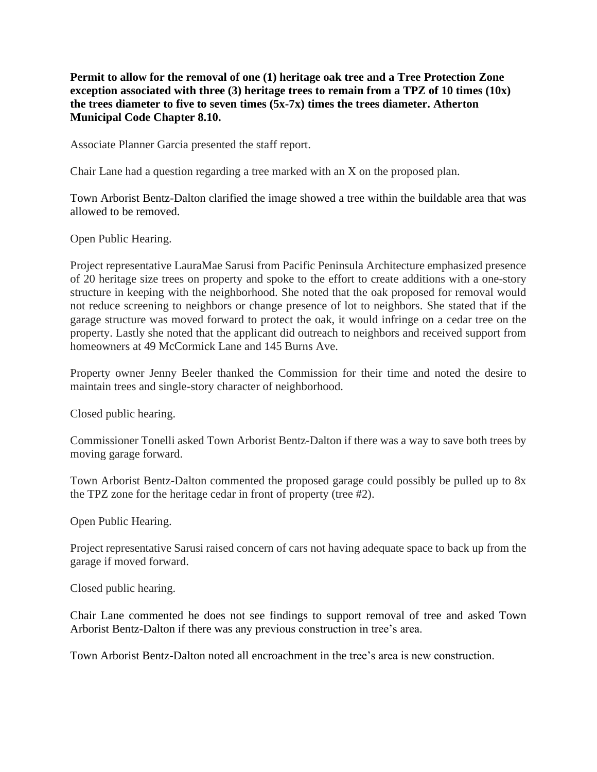**Permit to allow for the removal of one (1) heritage oak tree and a Tree Protection Zone exception associated with three (3) heritage trees to remain from a TPZ of 10 times (10x) the trees diameter to five to seven times (5x-7x) times the trees diameter. Atherton Municipal Code Chapter 8.10.**

Associate Planner Garcia presented the staff report.

Chair Lane had a question regarding a tree marked with an X on the proposed plan.

Town Arborist Bentz-Dalton clarified the image showed a tree within the buildable area that was allowed to be removed.

Open Public Hearing.

Project representative LauraMae Sarusi from Pacific Peninsula Architecture emphasized presence of 20 heritage size trees on property and spoke to the effort to create additions with a one-story structure in keeping with the neighborhood. She noted that the oak proposed for removal would not reduce screening to neighbors or change presence of lot to neighbors. She stated that if the garage structure was moved forward to protect the oak, it would infringe on a cedar tree on the property. Lastly she noted that the applicant did outreach to neighbors and received support from homeowners at 49 McCormick Lane and 145 Burns Ave.

Property owner Jenny Beeler thanked the Commission for their time and noted the desire to maintain trees and single-story character of neighborhood.

Closed public hearing.

Commissioner Tonelli asked Town Arborist Bentz-Dalton if there was a way to save both trees by moving garage forward.

Town Arborist Bentz-Dalton commented the proposed garage could possibly be pulled up to 8x the TPZ zone for the heritage cedar in front of property (tree #2).

Open Public Hearing.

Project representative Sarusi raised concern of cars not having adequate space to back up from the garage if moved forward.

Closed public hearing.

Chair Lane commented he does not see findings to support removal of tree and asked Town Arborist Bentz-Dalton if there was any previous construction in tree's area.

Town Arborist Bentz-Dalton noted all encroachment in the tree's area is new construction.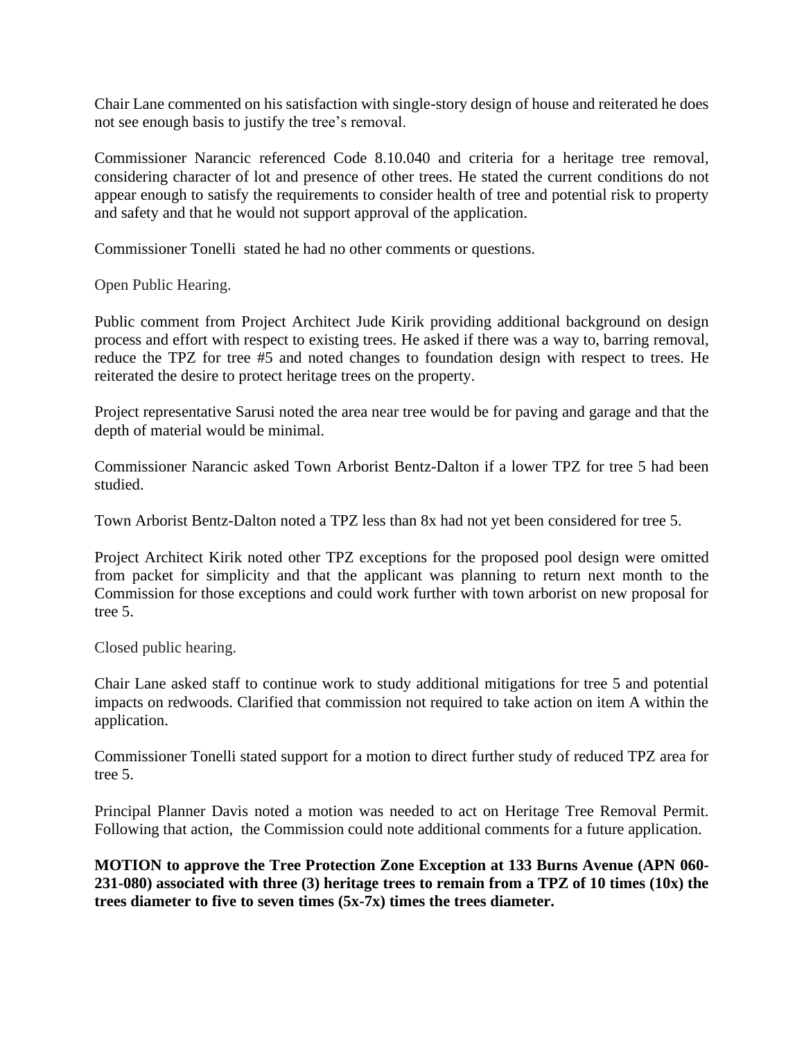Chair Lane commented on his satisfaction with single-story design of house and reiterated he does not see enough basis to justify the tree's removal.

Commissioner Narancic referenced Code 8.10.040 and criteria for a heritage tree removal, considering character of lot and presence of other trees. He stated the current conditions do not appear enough to satisfy the requirements to consider health of tree and potential risk to property and safety and that he would not support approval of the application.

Commissioner Tonelli stated he had no other comments or questions.

Open Public Hearing.

Public comment from Project Architect Jude Kirik providing additional background on design process and effort with respect to existing trees. He asked if there was a way to, barring removal, reduce the TPZ for tree #5 and noted changes to foundation design with respect to trees. He reiterated the desire to protect heritage trees on the property.

Project representative Sarusi noted the area near tree would be for paving and garage and that the depth of material would be minimal.

Commissioner Narancic asked Town Arborist Bentz-Dalton if a lower TPZ for tree 5 had been studied.

Town Arborist Bentz-Dalton noted a TPZ less than 8x had not yet been considered for tree 5.

Project Architect Kirik noted other TPZ exceptions for the proposed pool design were omitted from packet for simplicity and that the applicant was planning to return next month to the Commission for those exceptions and could work further with town arborist on new proposal for tree 5.

Closed public hearing.

Chair Lane asked staff to continue work to study additional mitigations for tree 5 and potential impacts on redwoods. Clarified that commission not required to take action on item A within the application.

Commissioner Tonelli stated support for a motion to direct further study of reduced TPZ area for tree 5.

Principal Planner Davis noted a motion was needed to act on Heritage Tree Removal Permit. Following that action, the Commission could note additional comments for a future application.

**MOTION to approve the Tree Protection Zone Exception at 133 Burns Avenue (APN 060-231-080) associated with three (3) heritage trees to remain from a TPZ of 10 times (10x) the trees diameter to five to seven times (5x-7x) times the trees diameter.**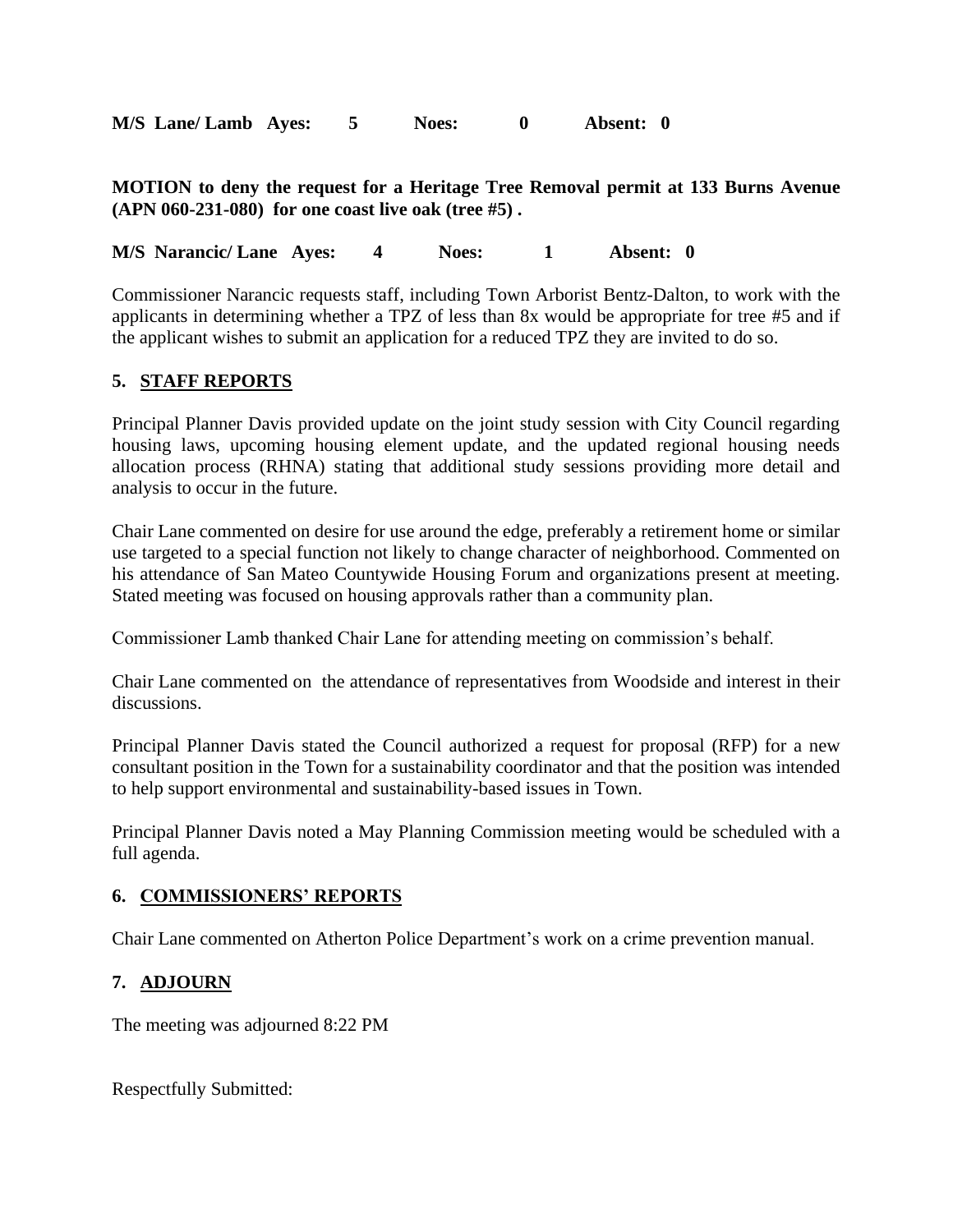**M/S Lane/ Lamb Ayes: 5 Noes: 0 Absent: 0**

**MOTION to deny the request for a Heritage Tree Removal permit at 133 Burns Avenue (APN 060-231-080) for one coast live oak (tree #5) .**

**M/S Narancic/ Lane Ayes: 4 Noes: 1 Absent: 0**

Commissioner Narancic requests staff, including Town Arborist Bentz-Dalton, to work with the applicants in determining whether a TPZ of less than 8x would be appropriate for tree #5 and if the applicant wishes to submit an application for a reduced TPZ they are invited to do so.

## 5. STAFF REPORTS

Principal Planner Davis provided update on the joint study session with City Council regarding housing laws, upcoming housing element update, and the updated regional housing needs allocation process (RHNA) stating that additional study sessions providing more detail and analysis to occur in the future.

Chair Lane commented on desire for use around the edge, preferably a retirement home or similar use targeted to a special function not likely to change character of neighborhood. Commented on his attendance of San Mateo Countywide Housing Forum and organizations present at meeting. Stated meeting was focused on housing approvals rather than a community plan.

Commissioner Lamb thanked Chair Lane for attending meeting on commission's behalf.

Chair Lane commented on the attendance of representatives from Woodside and interest in their discussions.

Principal Planner Davis stated the Council authorized a request for proposal (RFP) for a new consultant position in the Town for a sustainability coordinator and that the position was intended to help support environmental and sustainability-based issues in Town.

Principal Planner Davis noted a May Planning Commission meeting would be scheduled with a full agenda.

## 6. COMMISSIONERS' REPORTS

Chair Lane commented on Atherton Police Department's work on a crime prevention manual.

## 7. ADJOURN

The meeting was adjourned 8:22 PM

Respectfully Submitted: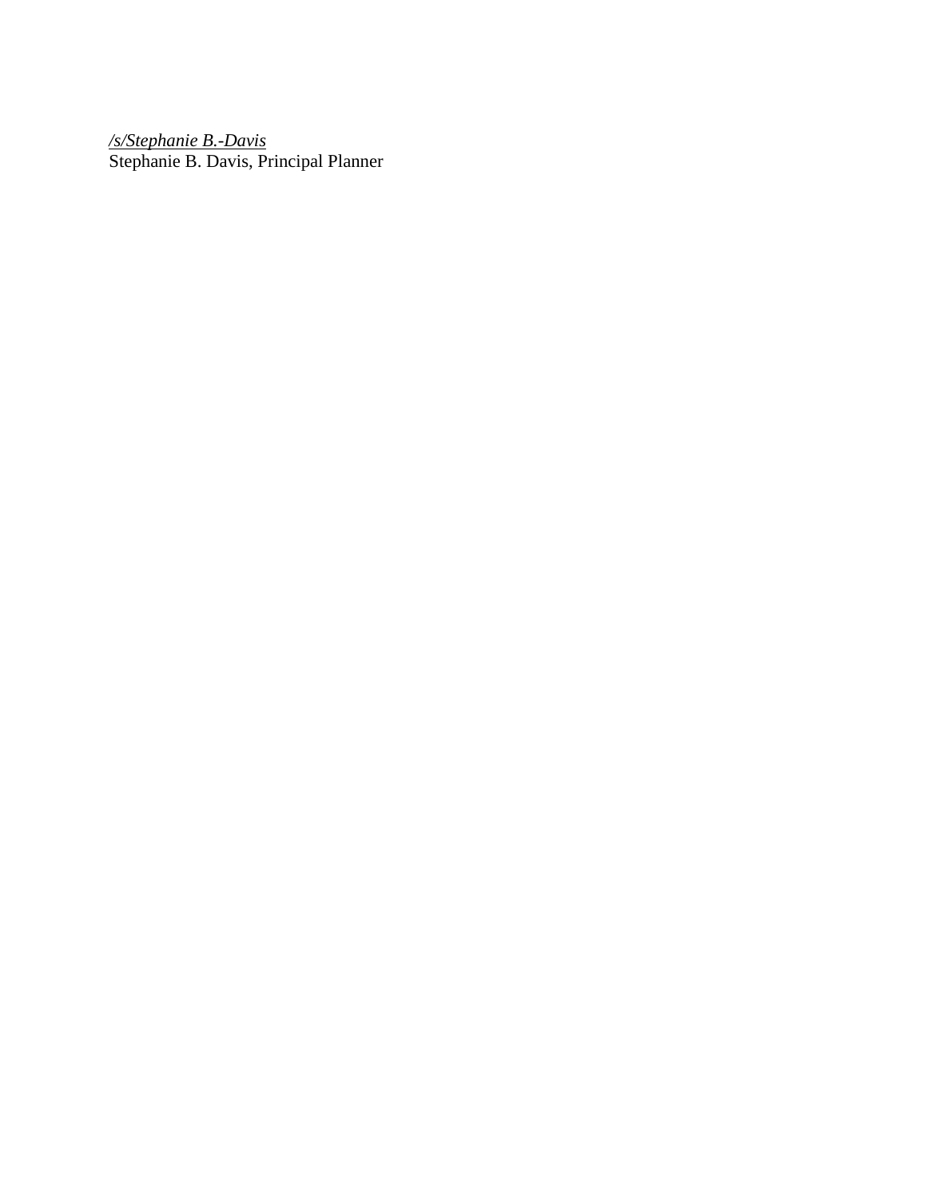*/s/Stephanie B.-Davis*

Stephanie B. Davis, Principal Planner